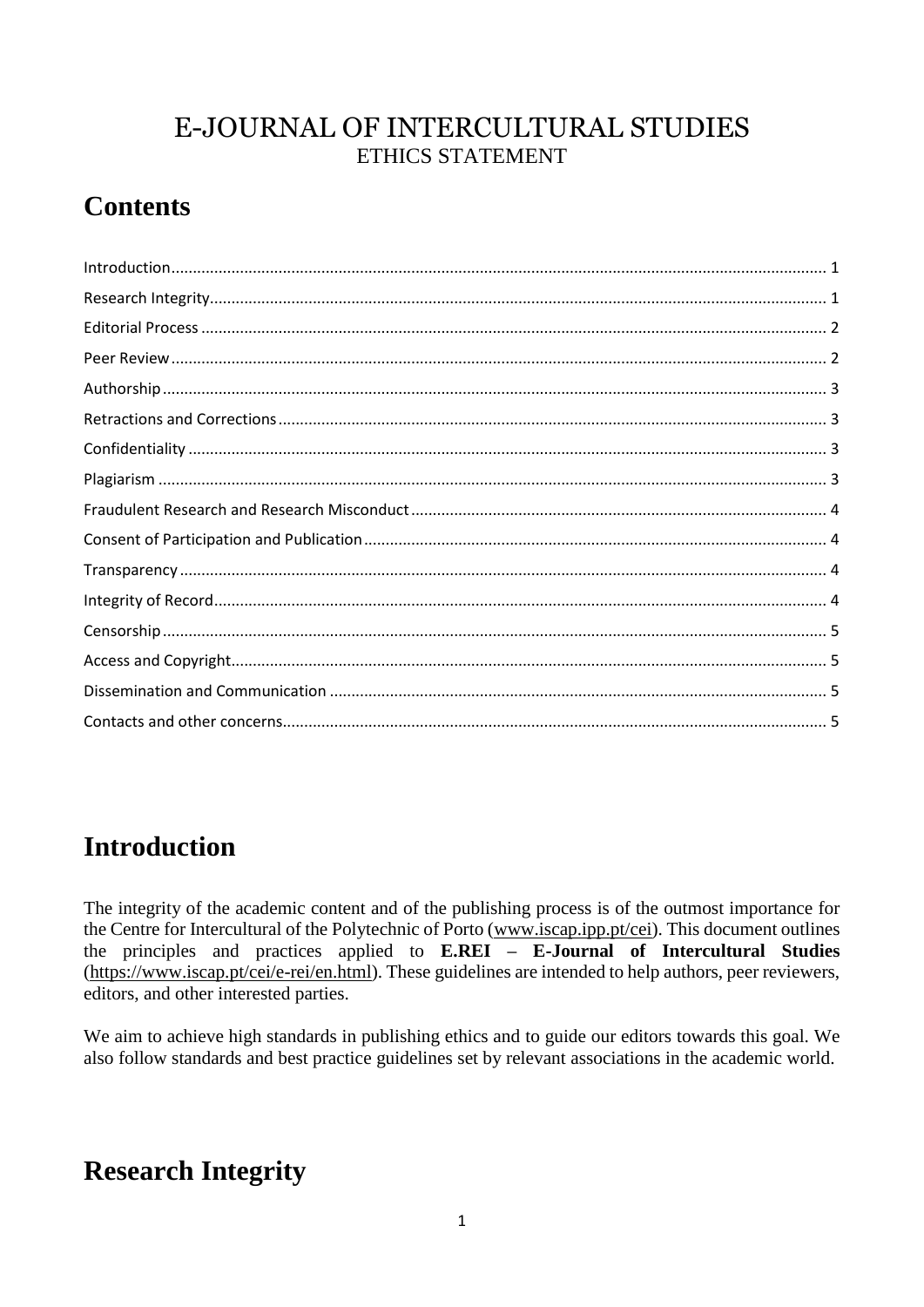# E-JOURNAL OF INTERCULTURAL STUDIES
ETHICS STATEMENT

## Contents

Introduction ........ 1
Research Integrity ........ 1
Editorial Process ........ 2
Peer Review ........ 2
Authorship ........ 3
Retractions and Corrections ........ 3
Confidentiality ........ 3
Plagiarism ........ 3
Fraudulent Research and Research Misconduct ........ 4
Consent of Participation and Publication ........ 4
Transparency ........ 4
Integrity of Record ........ 4
Censorship ........ 5
Access and Copyright ........ 5
Dissemination and Communication ........ 5
Contacts and other concerns ........ 5

## Introduction

The integrity of the academic content and of the publishing process is of the outmost importance for the Centre for Intercultural of the Polytechnic of Porto (www.iscap.ipp.pt/cei). This document outlines the principles and practices applied to **E.REI – E-Journal of Intercultural Studies** (https://www.iscap.pt/cei/e-rei/en.html). These guidelines are intended to help authors, peer reviewers, editors, and other interested parties.

We aim to achieve high standards in publishing ethics and to guide our editors towards this goal. We also follow standards and best practice guidelines set by relevant associations in the academic world.

## Research Integrity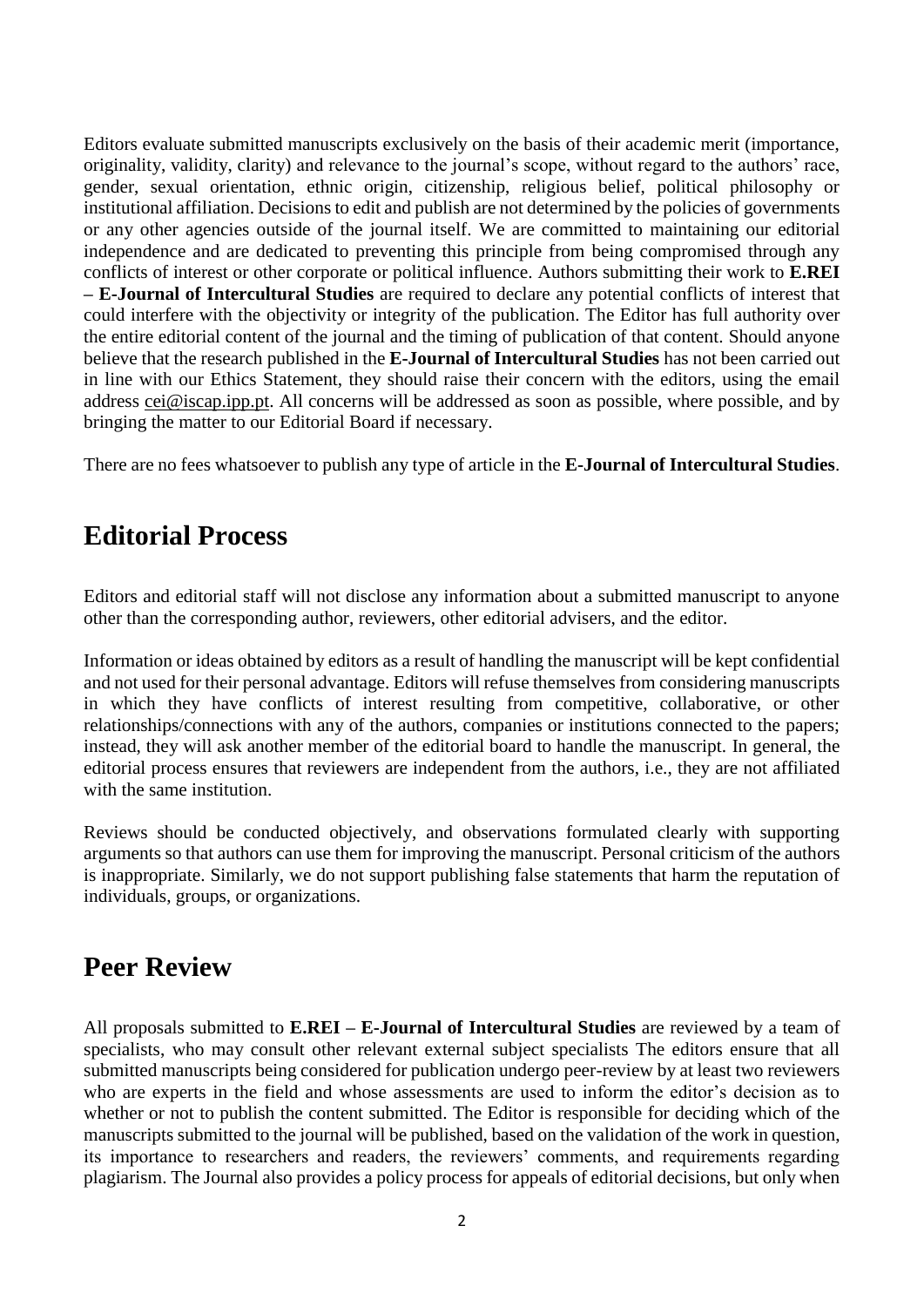Editors evaluate submitted manuscripts exclusively on the basis of their academic merit (importance, originality, validity, clarity) and relevance to the journal's scope, without regard to the authors' race, gender, sexual orientation, ethnic origin, citizenship, religious belief, political philosophy or institutional affiliation. Decisions to edit and publish are not determined by the policies of governments or any other agencies outside of the journal itself. We are committed to maintaining our editorial independence and are dedicated to preventing this principle from being compromised through any conflicts of interest or other corporate or political influence. Authors submitting their work to **E.REI – E-Journal of Intercultural Studies** are required to declare any potential conflicts of interest that could interfere with the objectivity or integrity of the publication. The Editor has full authority over the entire editorial content of the journal and the timing of publication of that content. Should anyone believe that the research published in the **E-Journal of Intercultural Studies** has not been carried out in line with our Ethics Statement, they should raise their concern with the editors, using the email address cei@iscap.ipp.pt. All concerns will be addressed as soon as possible, where possible, and by bringing the matter to our Editorial Board if necessary.

There are no fees whatsoever to publish any type of article in the **E-Journal of Intercultural Studies**.

## Editorial Process

Editors and editorial staff will not disclose any information about a submitted manuscript to anyone other than the corresponding author, reviewers, other editorial advisers, and the editor.

Information or ideas obtained by editors as a result of handling the manuscript will be kept confidential and not used for their personal advantage. Editors will refuse themselves from considering manuscripts in which they have conflicts of interest resulting from competitive, collaborative, or other relationships/connections with any of the authors, companies or institutions connected to the papers; instead, they will ask another member of the editorial board to handle the manuscript. In general, the editorial process ensures that reviewers are independent from the authors, i.e., they are not affiliated with the same institution.

Reviews should be conducted objectively, and observations formulated clearly with supporting arguments so that authors can use them for improving the manuscript. Personal criticism of the authors is inappropriate. Similarly, we do not support publishing false statements that harm the reputation of individuals, groups, or organizations.

## Peer Review

All proposals submitted to **E.REI – E-Journal of Intercultural Studies** are reviewed by a team of specialists, who may consult other relevant external subject specialists The editors ensure that all submitted manuscripts being considered for publication undergo peer-review by at least two reviewers who are experts in the field and whose assessments are used to inform the editor's decision as to whether or not to publish the content submitted. The Editor is responsible for deciding which of the manuscripts submitted to the journal will be published, based on the validation of the work in question, its importance to researchers and readers, the reviewers' comments, and requirements regarding plagiarism. The Journal also provides a policy process for appeals of editorial decisions, but only when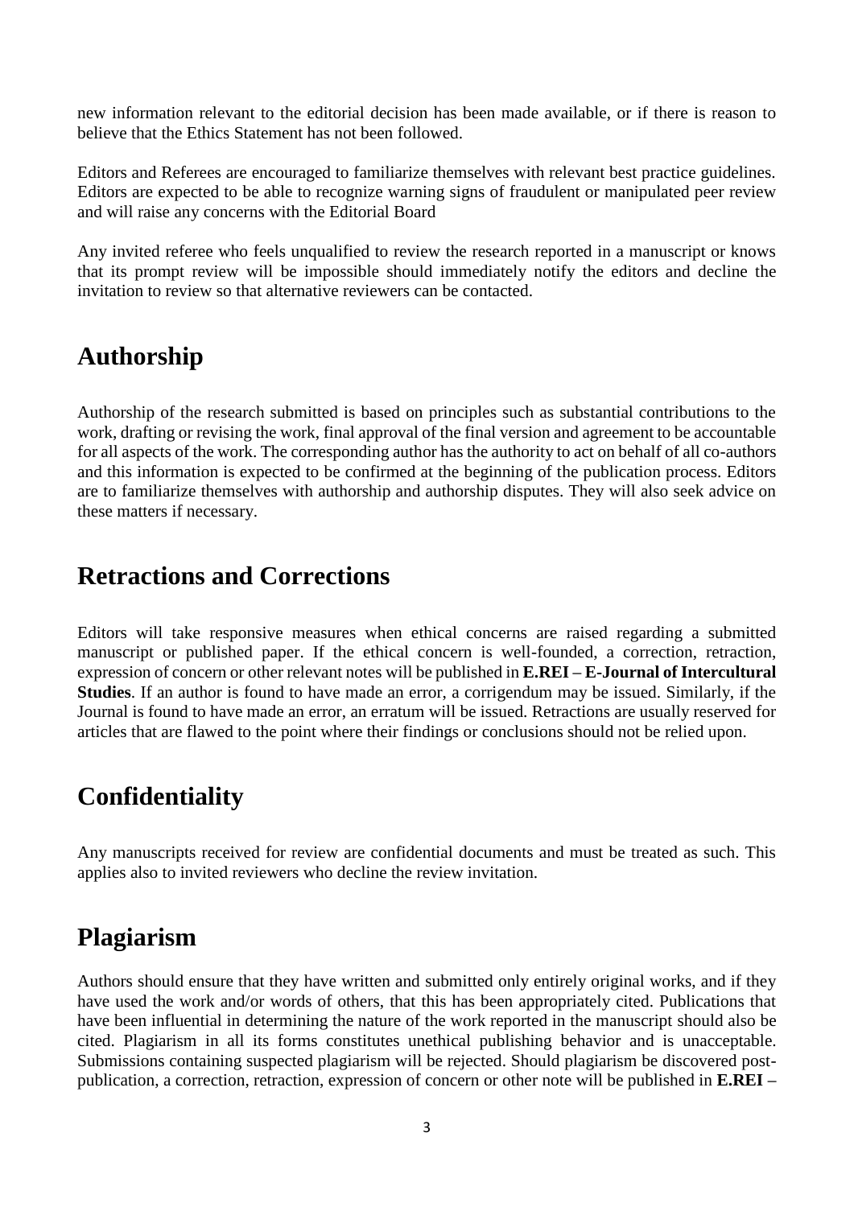new information relevant to the editorial decision has been made available, or if there is reason to believe that the Ethics Statement has not been followed.

Editors and Referees are encouraged to familiarize themselves with relevant best practice guidelines. Editors are expected to be able to recognize warning signs of fraudulent or manipulated peer review and will raise any concerns with the Editorial Board

Any invited referee who feels unqualified to review the research reported in a manuscript or knows that its prompt review will be impossible should immediately notify the editors and decline the invitation to review so that alternative reviewers can be contacted.

## Authorship

Authorship of the research submitted is based on principles such as substantial contributions to the work, drafting or revising the work, final approval of the final version and agreement to be accountable for all aspects of the work. The corresponding author has the authority to act on behalf of all co-authors and this information is expected to be confirmed at the beginning of the publication process. Editors are to familiarize themselves with authorship and authorship disputes. They will also seek advice on these matters if necessary.

## Retractions and Corrections

Editors will take responsive measures when ethical concerns are raised regarding a submitted manuscript or published paper. If the ethical concern is well-founded, a correction, retraction, expression of concern or other relevant notes will be published in **E.REI – E-Journal of Intercultural Studies**. If an author is found to have made an error, a corrigendum may be issued. Similarly, if the Journal is found to have made an error, an erratum will be issued. Retractions are usually reserved for articles that are flawed to the point where their findings or conclusions should not be relied upon.

## Confidentiality

Any manuscripts received for review are confidential documents and must be treated as such. This applies also to invited reviewers who decline the review invitation.

## Plagiarism

Authors should ensure that they have written and submitted only entirely original works, and if they have used the work and/or words of others, that this has been appropriately cited. Publications that have been influential in determining the nature of the work reported in the manuscript should also be cited. Plagiarism in all its forms constitutes unethical publishing behavior and is unacceptable. Submissions containing suspected plagiarism will be rejected. Should plagiarism be discovered post-publication, a correction, retraction, expression of concern or other note will be published in **E.REI –**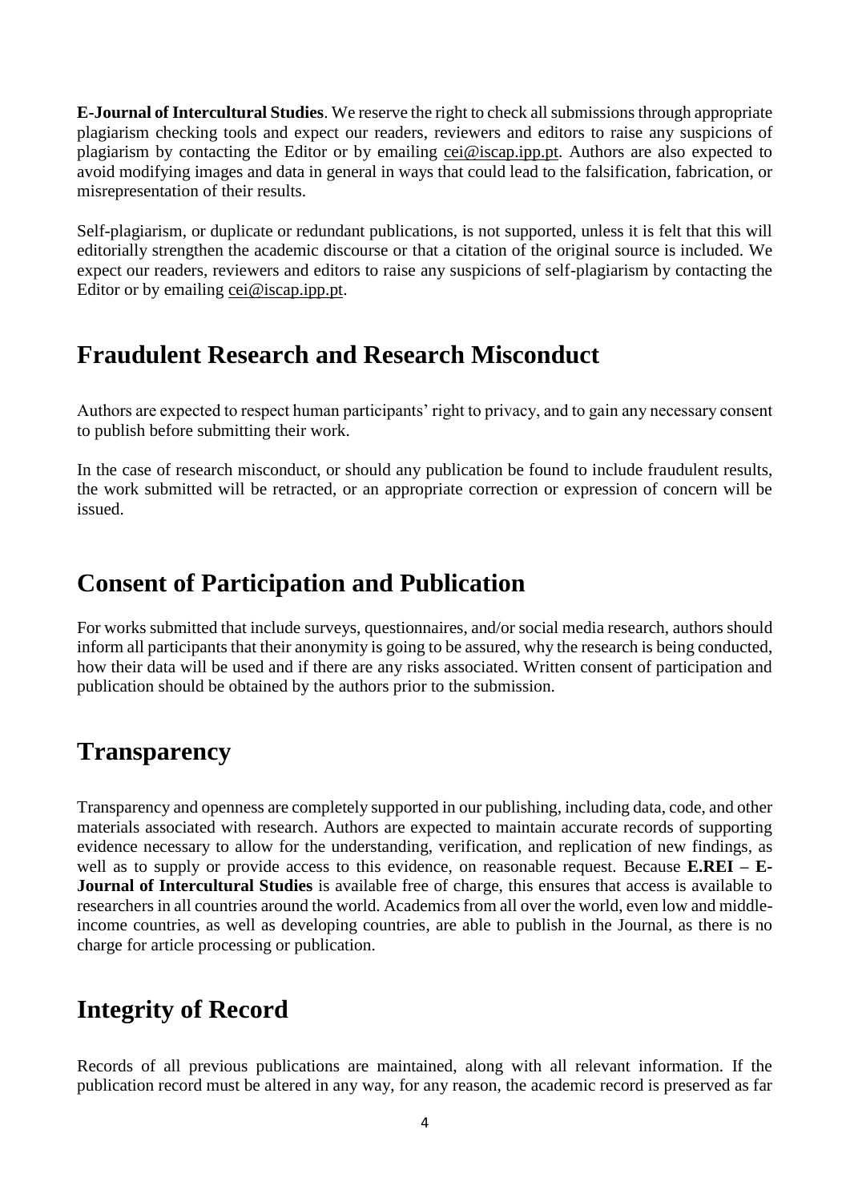**E-Journal of Intercultural Studies**. We reserve the right to check all submissions through appropriate plagiarism checking tools and expect our readers, reviewers and editors to raise any suspicions of plagiarism by contacting the Editor or by emailing cei@iscap.ipp.pt. Authors are also expected to avoid modifying images and data in general in ways that could lead to the falsification, fabrication, or misrepresentation of their results.

Self-plagiarism, or duplicate or redundant publications, is not supported, unless it is felt that this will editorially strengthen the academic discourse or that a citation of the original source is included. We expect our readers, reviewers and editors to raise any suspicions of self-plagiarism by contacting the Editor or by emailing cei@iscap.ipp.pt.

## Fraudulent Research and Research Misconduct

Authors are expected to respect human participants' right to privacy, and to gain any necessary consent to publish before submitting their work.

In the case of research misconduct, or should any publication be found to include fraudulent results, the work submitted will be retracted, or an appropriate correction or expression of concern will be issued.

## Consent of Participation and Publication

For works submitted that include surveys, questionnaires, and/or social media research, authors should inform all participants that their anonymity is going to be assured, why the research is being conducted, how their data will be used and if there are any risks associated. Written consent of participation and publication should be obtained by the authors prior to the submission.

## Transparency

Transparency and openness are completely supported in our publishing, including data, code, and other materials associated with research. Authors are expected to maintain accurate records of supporting evidence necessary to allow for the understanding, verification, and replication of new findings, as well as to supply or provide access to this evidence, on reasonable request. Because **E.REI – E-Journal of Intercultural Studies** is available free of charge, this ensures that access is available to researchers in all countries around the world. Academics from all over the world, even low and middle-income countries, as well as developing countries, are able to publish in the Journal, as there is no charge for article processing or publication.

## Integrity of Record

Records of all previous publications are maintained, along with all relevant information. If the publication record must be altered in any way, for any reason, the academic record is preserved as far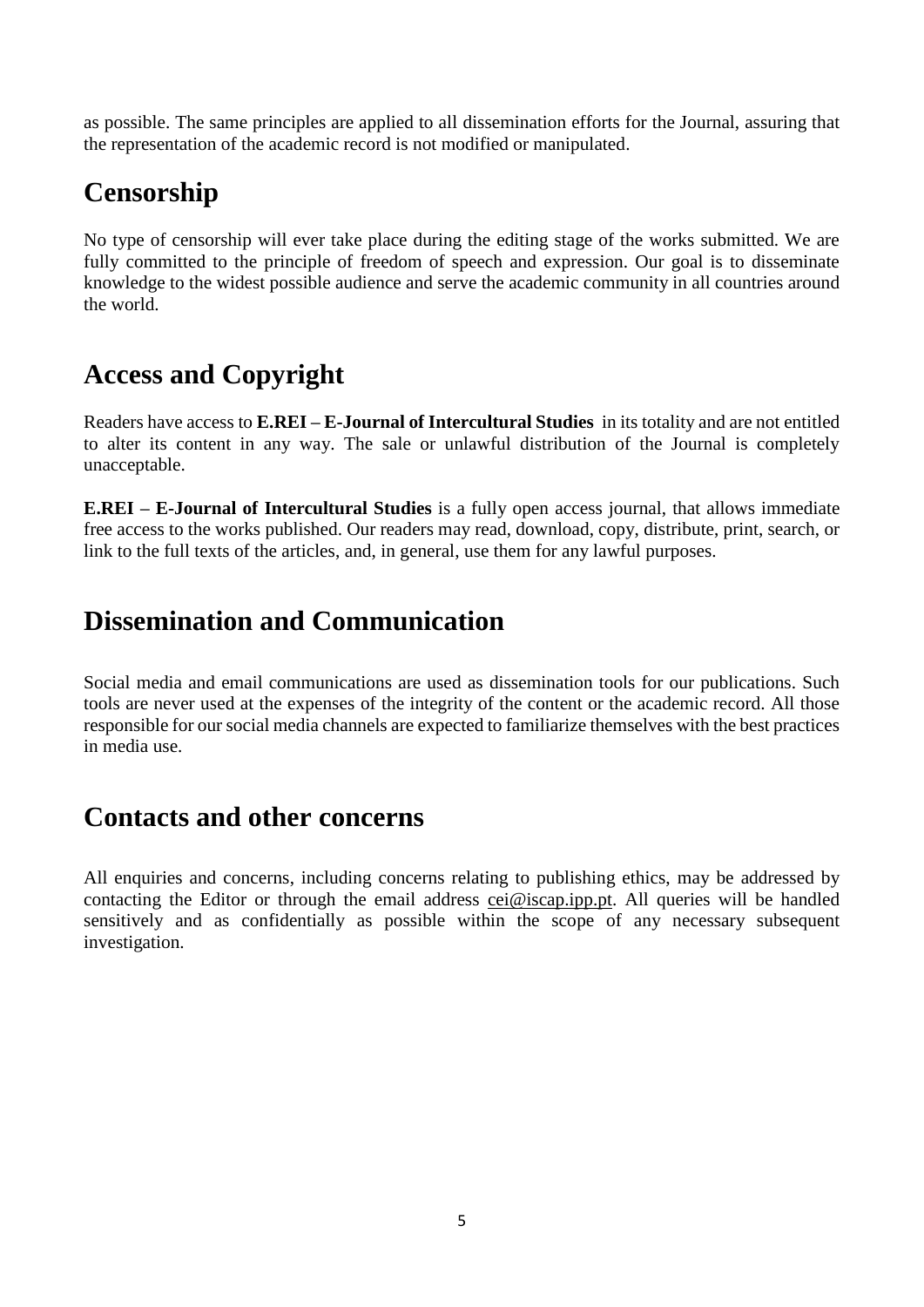as possible. The same principles are applied to all dissemination efforts for the Journal, assuring that the representation of the academic record is not modified or manipulated.

## Censorship

No type of censorship will ever take place during the editing stage of the works submitted. We are fully committed to the principle of freedom of speech and expression. Our goal is to disseminate knowledge to the widest possible audience and serve the academic community in all countries around the world.

## Access and Copyright

Readers have access to **E.REI – E-Journal of Intercultural Studies** in its totality and are not entitled to alter its content in any way. The sale or unlawful distribution of the Journal is completely unacceptable.

**E.REI – E-Journal of Intercultural Studies** is a fully open access journal, that allows immediate free access to the works published. Our readers may read, download, copy, distribute, print, search, or link to the full texts of the articles, and, in general, use them for any lawful purposes.

## Dissemination and Communication

Social media and email communications are used as dissemination tools for our publications. Such tools are never used at the expenses of the integrity of the content or the academic record. All those responsible for our social media channels are expected to familiarize themselves with the best practices in media use.

## Contacts and other concerns

All enquiries and concerns, including concerns relating to publishing ethics, may be addressed by contacting the Editor or through the email address cei@iscap.ipp.pt. All queries will be handled sensitively and as confidentially as possible within the scope of any necessary subsequent investigation.